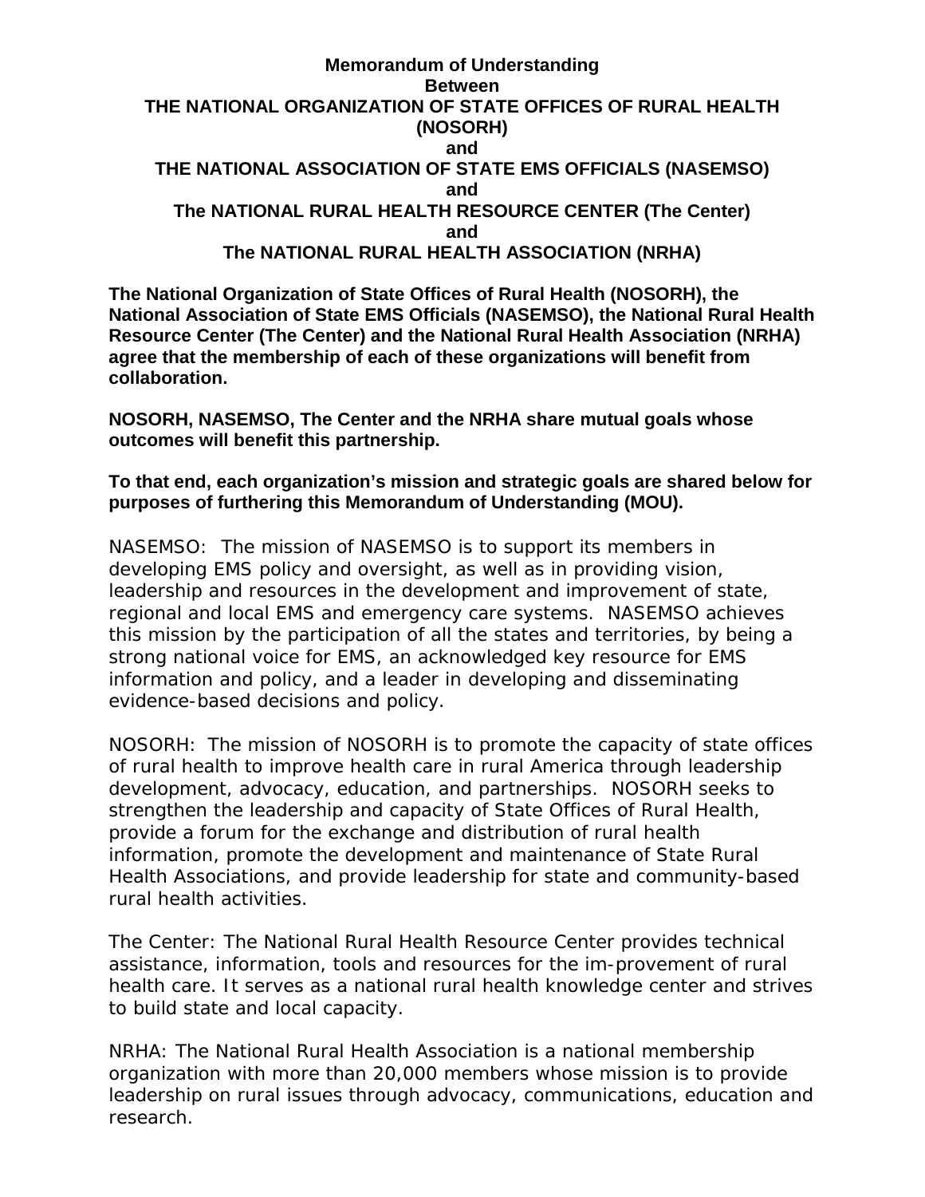# Memorandum of Understanding
## Between
## THE NATIONAL ORGANIZATION OF STATE OFFICES OF RURAL HEALTH (NOSORH)
## and
## THE NATIONAL ASSOCIATION OF STATE EMS OFFICIALS (NASEMSO)
## and
## The NATIONAL RURAL HEALTH RESOURCE CENTER (The Center)
## and
## The NATIONAL RURAL HEALTH ASSOCIATION (NRHA)

**The National Organization of State Offices of Rural Health (NOSORH), the National Association of State EMS Officials (NASEMSO), the National Rural Health Resource Center (The Center) and the National Rural Health Association (NRHA) agree that the membership of each of these organizations will benefit from collaboration.**

**NOSORH, NASEMSO, The Center and the NRHA share mutual goals whose outcomes will benefit this partnership.**

**To that end, each organization's mission and strategic goals are shared below for purposes of furthering this Memorandum of Understanding (MOU).**

NASEMSO: The mission of NASEMSO is to support its members in developing EMS policy and oversight, as well as in providing vision, leadership and resources in the development and improvement of state, regional and local EMS and emergency care systems. NASEMSO achieves this mission by the participation of all the states and territories, by being a strong national voice for EMS, an acknowledged key resource for EMS information and policy, and a leader in developing and disseminating evidence-based decisions and policy.

NOSORH: The mission of NOSORH is to promote the capacity of state offices of rural health to improve health care in rural America through leadership development, advocacy, education, and partnerships. NOSORH seeks to strengthen the leadership and capacity of State Offices of Rural Health, provide a forum for the exchange and distribution of rural health information, promote the development and maintenance of State Rural Health Associations, and provide leadership for state and community-based rural health activities.

The Center: The National Rural Health Resource Center provides technical assistance, information, tools and resources for the im-provement of rural health care. It serves as a national rural health knowledge center and strives to build state and local capacity.

NRHA: The National Rural Health Association is a national membership organization with more than 20,000 members whose mission is to provide leadership on rural issues through advocacy, communications, education and research.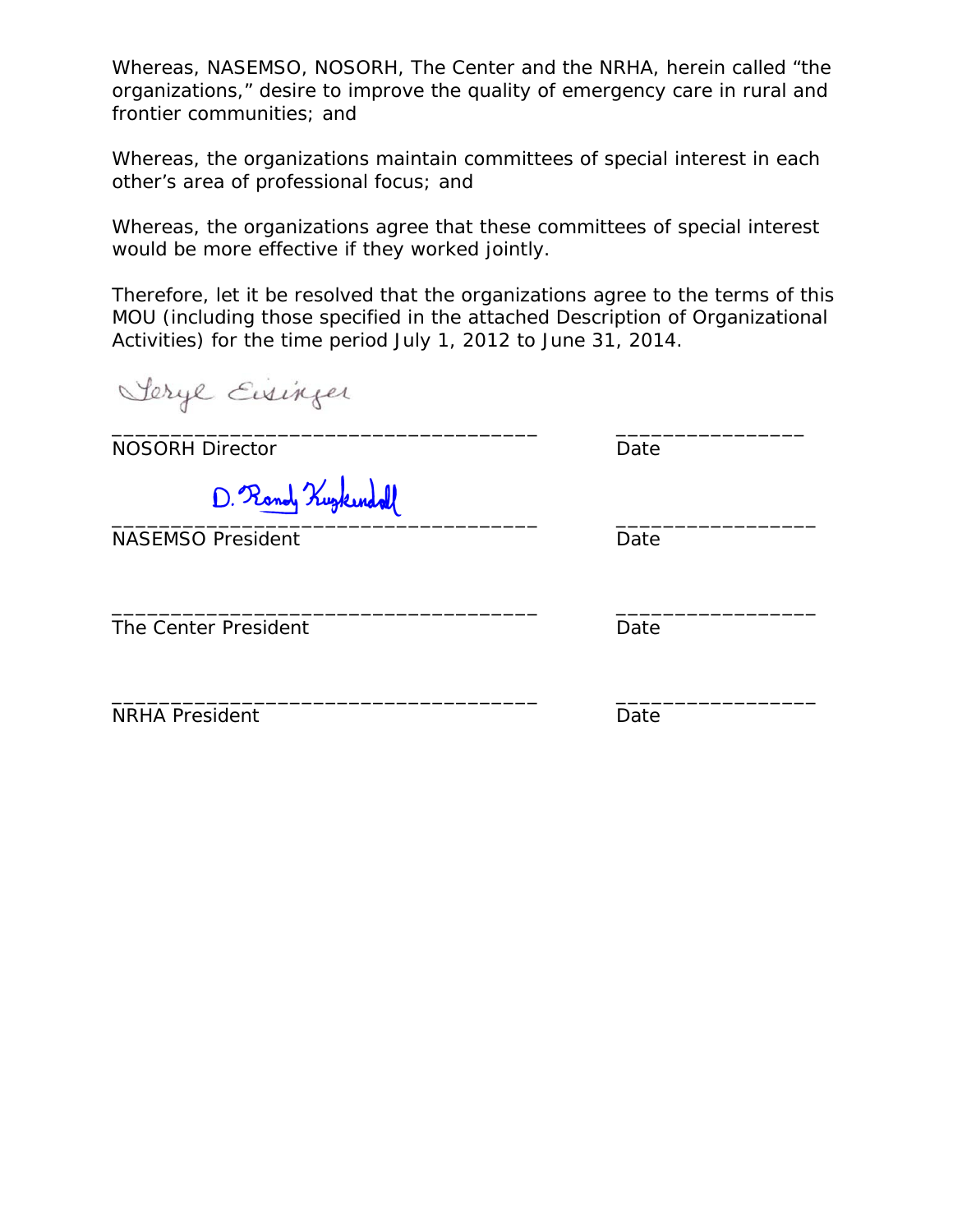Whereas, NASEMSO, NOSORH, The Center and the NRHA, herein called "the organizations," desire to improve the quality of emergency care in rural and frontier communities; and

Whereas, the organizations maintain committees of special interest in each other's area of professional focus; and

Whereas, the organizations agree that these committees of special interest would be more effective if they worked jointly.

Therefore, let it be resolved that the organizations agree to the terms of this MOU (including those specified in the attached Description of Organizational Activities) for the time period July 1, 2012 to June 31, 2014.

Teryl Eisinger

\_\_\_\_\_\_\_\_\_\_\_\_\_\_\_\_\_\_\_\_\_\_\_\_\_\_\_\_\_\_\_\_\_\_\_\_ \_\_\_\_\_\_\_\_\_\_\_\_\_\_\_\_
NOSORH Director Date

D. Randy Kuykendall

\_\_\_\_\_\_\_\_\_\_\_\_\_\_\_\_\_\_\_\_\_\_\_\_\_\_\_\_\_\_\_\_\_\_\_\_ \_\_\_\_\_\_\_\_\_\_\_\_\_\_\_\_
NASEMSO President Date

\_\_\_\_\_\_\_\_\_\_\_\_\_\_\_\_\_\_\_\_\_\_\_\_\_\_\_\_\_\_\_\_\_\_\_\_ \_\_\_\_\_\_\_\_\_\_\_\_\_\_\_\_
The Center President Date

\_\_\_\_\_\_\_\_\_\_\_\_\_\_\_\_\_\_\_\_\_\_\_\_\_\_\_\_\_\_\_\_\_\_\_\_ \_\_\_\_\_\_\_\_\_\_\_\_\_\_\_\_
NRHA President Date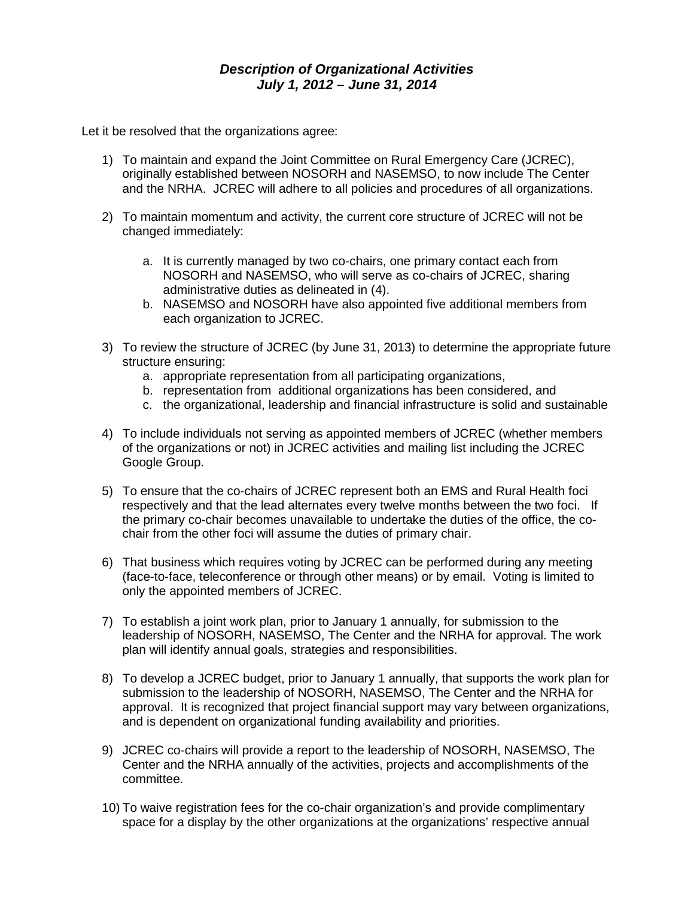***Description of Organizational Activities***
***July 1, 2012 – June 31, 2014***

Let it be resolved that the organizations agree:

1) To maintain and expand the Joint Committee on Rural Emergency Care (JCREC), originally established between NOSORH and NASEMSO, to now include The Center and the NRHA. JCREC will adhere to all policies and procedures of all organizations.

2) To maintain momentum and activity, the current core structure of JCREC will not be changed immediately:

   a. It is currently managed by two co-chairs, one primary contact each from NOSORH and NASEMSO, who will serve as co-chairs of JCREC, sharing administrative duties as delineated in (4).
   b. NASEMSO and NOSORH have also appointed five additional members from each organization to JCREC.

3) To review the structure of JCREC (by June 31, 2013) to determine the appropriate future structure ensuring:
   a. appropriate representation from all participating organizations,
   b. representation from additional organizations has been considered, and
   c. the organizational, leadership and financial infrastructure is solid and sustainable

4) To include individuals not serving as appointed members of JCREC (whether members of the organizations or not) in JCREC activities and mailing list including the JCREC Google Group.

5) To ensure that the co-chairs of JCREC represent both an EMS and Rural Health foci respectively and that the lead alternates every twelve months between the two foci. If the primary co-chair becomes unavailable to undertake the duties of the office, the co-chair from the other foci will assume the duties of primary chair.

6) That business which requires voting by JCREC can be performed during any meeting (face-to-face, teleconference or through other means) or by email. Voting is limited to only the appointed members of JCREC.

7) To establish a joint work plan, prior to January 1 annually, for submission to the leadership of NOSORH, NASEMSO, The Center and the NRHA for approval. The work plan will identify annual goals, strategies and responsibilities.

8) To develop a JCREC budget, prior to January 1 annually, that supports the work plan for submission to the leadership of NOSORH, NASEMSO, The Center and the NRHA for approval. It is recognized that project financial support may vary between organizations, and is dependent on organizational funding availability and priorities.

9) JCREC co-chairs will provide a report to the leadership of NOSORH, NASEMSO, The Center and the NRHA annually of the activities, projects and accomplishments of the committee.

10) To waive registration fees for the co-chair organization's and provide complimentary space for a display by the other organizations at the organizations' respective annual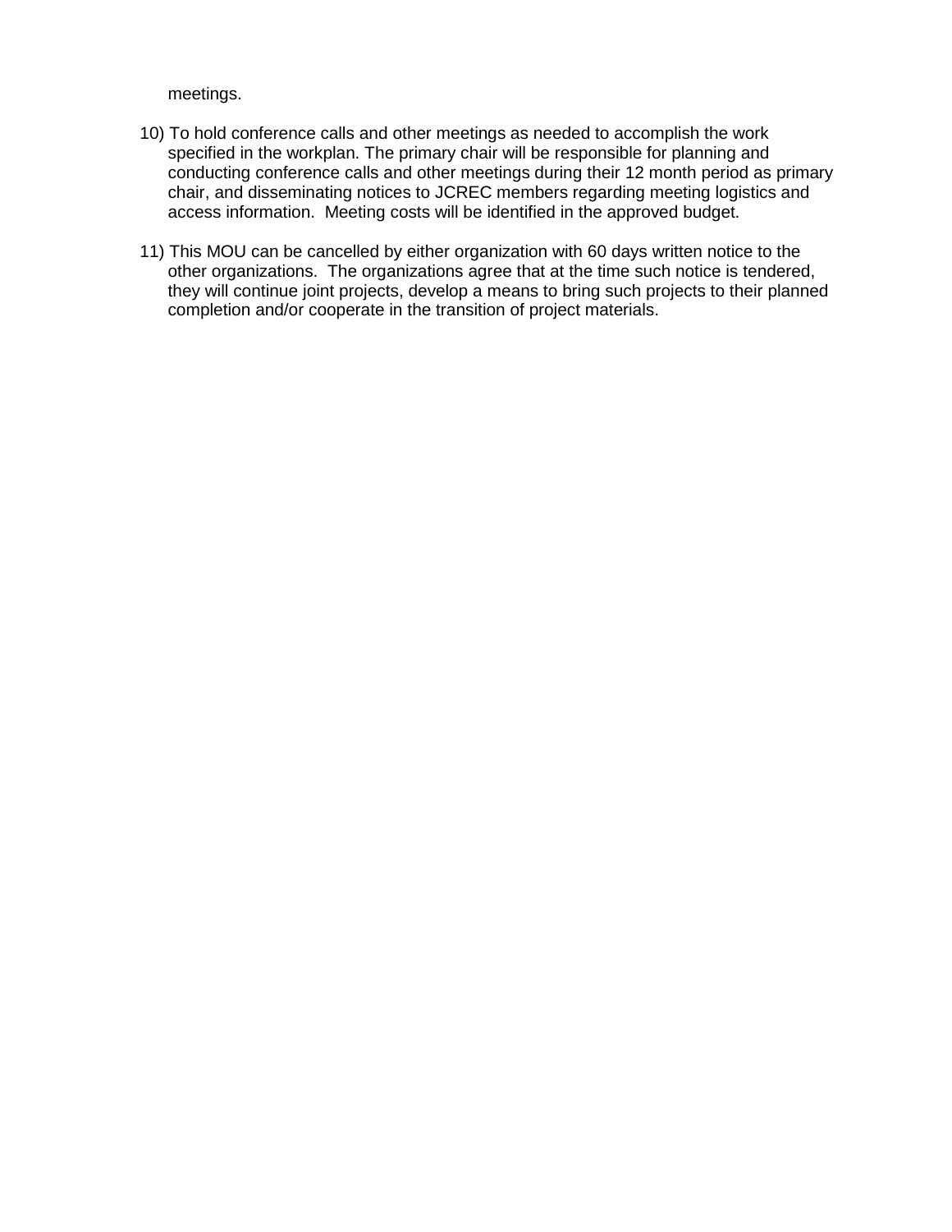meetings.

10) To hold conference calls and other meetings as needed to accomplish the work specified in the workplan. The primary chair will be responsible for planning and conducting conference calls and other meetings during their 12 month period as primary chair, and disseminating notices to JCREC members regarding meeting logistics and access information. Meeting costs will be identified in the approved budget.

11) This MOU can be cancelled by either organization with 60 days written notice to the other organizations. The organizations agree that at the time such notice is tendered, they will continue joint projects, develop a means to bring such projects to their planned completion and/or cooperate in the transition of project materials.